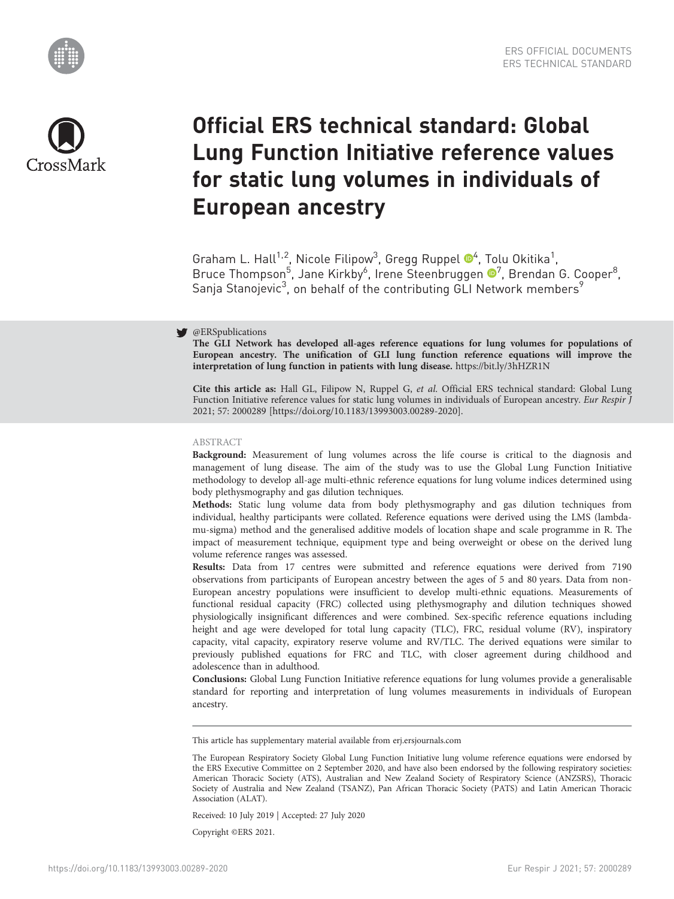ERS OFFICIAL DOCUMENTS
ERS TECHNICAL STANDARD

# Official ERS technical standard: Global Lung Function Initiative reference values for static lung volumes in individuals of European ancestry

Graham L. Hall[1,2], Nicole Filipow[3], Gregg Ruppel[4], Tolu Okitika[1], Bruce Thompson[5], Jane Kirkby[6], Irene Steenbruggen[7], Brendan G. Cooper[8], Sanja Stanojevic[3], on behalf of the contributing GLI Network members[9]

@ERSpublications
**The GLI Network has developed all-ages reference equations for lung volumes for populations of European ancestry. The unification of GLI lung function reference equations will improve the interpretation of lung function in patients with lung disease.** https://bit.ly/3hHZR1N

**Cite this article as:** Hall GL, Filipow N, Ruppel G, *et al.* Official ERS technical standard: Global Lung Function Initiative reference values for static lung volumes in individuals of European ancestry. *Eur Respir J* 2021; 57: 2000289 [https://doi.org/10.1183/13993003.00289-2020].

## ABSTRACT

**Background:** Measurement of lung volumes across the life course is critical to the diagnosis and management of lung disease. The aim of the study was to use the Global Lung Function Initiative methodology to develop all-age multi-ethnic reference equations for lung volume indices determined using body plethysmography and gas dilution techniques.

**Methods:** Static lung volume data from body plethysmography and gas dilution techniques from individual, healthy participants were collated. Reference equations were derived using the LMS (lambda-mu-sigma) method and the generalised additive models of location shape and scale programme in R. The impact of measurement technique, equipment type and being overweight or obese on the derived lung volume reference ranges was assessed.

**Results:** Data from 17 centres were submitted and reference equations were derived from 7190 observations from participants of European ancestry between the ages of 5 and 80 years. Data from non-European ancestry populations were insufficient to develop multi-ethnic equations. Measurements of functional residual capacity (FRC) collected using plethysmography and dilution techniques showed physiologically insignificant differences and were combined. Sex-specific reference equations including height and age were developed for total lung capacity (TLC), FRC, residual volume (RV), inspiratory capacity, vital capacity, expiratory reserve volume and RV/TLC. The derived equations were similar to previously published equations for FRC and TLC, with closer agreement during childhood and adolescence than in adulthood.

**Conclusions:** Global Lung Function Initiative reference equations for lung volumes provide a generalisable standard for reporting and interpretation of lung volumes measurements in individuals of European ancestry.

This article has supplementary material available from erj.ersjournals.com

The European Respiratory Society Global Lung Function Initiative lung volume reference equations were endorsed by the ERS Executive Committee on 2 September 2020, and have also been endorsed by the following respiratory societies: American Thoracic Society (ATS), Australian and New Zealand Society of Respiratory Science (ANZSRS), Thoracic Society of Australia and New Zealand (TSANZ), Pan African Thoracic Society (PATS) and Latin American Thoracic Association (ALAT).

Received: 10 July 2019 | Accepted: 27 July 2020

Copyright ©ERS 2021.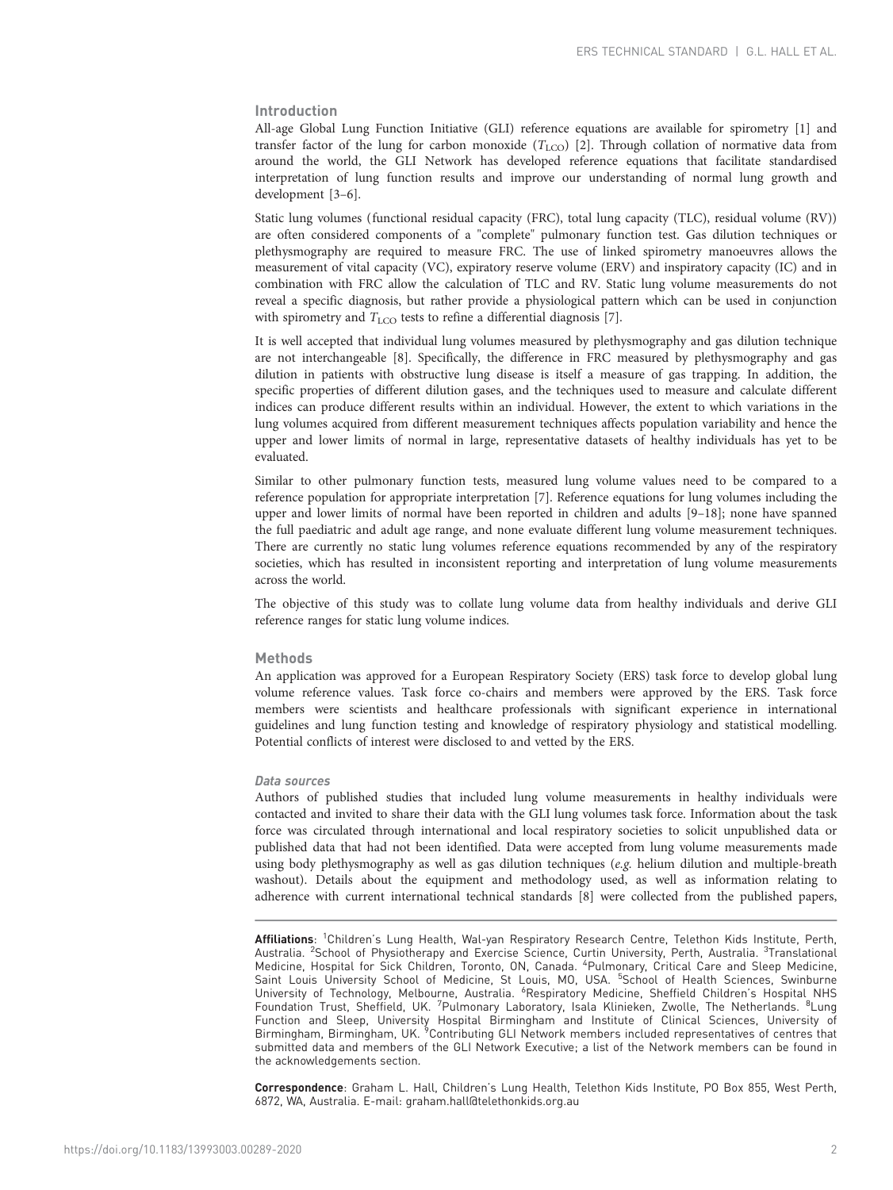## Introduction

All-age Global Lung Function Initiative (GLI) reference equations are available for spirometry [1] and transfer factor of the lung for carbon monoxide ($T_{LCO}$) [2]. Through collation of normative data from around the world, the GLI Network has developed reference equations that facilitate standardised interpretation of lung function results and improve our understanding of normal lung growth and development [3–6].

Static lung volumes (functional residual capacity (FRC), total lung capacity (TLC), residual volume (RV)) are often considered components of a "complete" pulmonary function test. Gas dilution techniques or plethysmography are required to measure FRC. The use of linked spirometry manoeuvres allows the measurement of vital capacity (VC), expiratory reserve volume (ERV) and inspiratory capacity (IC) and in combination with FRC allow the calculation of TLC and RV. Static lung volume measurements do not reveal a specific diagnosis, but rather provide a physiological pattern which can be used in conjunction with spirometry and $T_{LCO}$ tests to refine a differential diagnosis [7].

It is well accepted that individual lung volumes measured by plethysmography and gas dilution technique are not interchangeable [8]. Specifically, the difference in FRC measured by plethysmography and gas dilution in patients with obstructive lung disease is itself a measure of gas trapping. In addition, the specific properties of different dilution gases, and the techniques used to measure and calculate different indices can produce different results within an individual. However, the extent to which variations in the lung volumes acquired from different measurement techniques affects population variability and hence the upper and lower limits of normal in large, representative datasets of healthy individuals has yet to be evaluated.

Similar to other pulmonary function tests, measured lung volume values need to be compared to a reference population for appropriate interpretation [7]. Reference equations for lung volumes including the upper and lower limits of normal have been reported in children and adults [9–18]; none have spanned the full paediatric and adult age range, and none evaluate different lung volume measurement techniques. There are currently no static lung volumes reference equations recommended by any of the respiratory societies, which has resulted in inconsistent reporting and interpretation of lung volume measurements across the world.

The objective of this study was to collate lung volume data from healthy individuals and derive GLI reference ranges for static lung volume indices.

## Methods

An application was approved for a European Respiratory Society (ERS) task force to develop global lung volume reference values. Task force co-chairs and members were approved by the ERS. Task force members were scientists and healthcare professionals with significant experience in international guidelines and lung function testing and knowledge of respiratory physiology and statistical modelling. Potential conflicts of interest were disclosed to and vetted by the ERS.

### *Data sources*

Authors of published studies that included lung volume measurements in healthy individuals were contacted and invited to share their data with the GLI lung volumes task force. Information about the task force was circulated through international and local respiratory societies to solicit unpublished data or published data that had not been identified. Data were accepted from lung volume measurements made using body plethysmography as well as gas dilution techniques (*e.g.* helium dilution and multiple-breath washout). Details about the equipment and methodology used, as well as information relating to adherence with current international technical standards [8] were collected from the published papers,

---

**Affiliations**: [1]Children's Lung Health, Wal-yan Respiratory Research Centre, Telethon Kids Institute, Perth, Australia. [2]School of Physiotherapy and Exercise Science, Curtin University, Perth, Australia. [3]Translational Medicine, Hospital for Sick Children, Toronto, ON, Canada. [4]Pulmonary, Critical Care and Sleep Medicine, Saint Louis University School of Medicine, St Louis, MO, USA. [5]School of Health Sciences, Swinburne University of Technology, Melbourne, Australia. [6]Respiratory Medicine, Sheffield Children's Hospital NHS Foundation Trust, Sheffield, UK. [7]Pulmonary Laboratory, Isala Klinieken, Zwolle, The Netherlands. [8]Lung Function and Sleep, University Hospital Birmingham and Institute of Clinical Sciences, University of Birmingham, Birmingham, UK. [9]Contributing GLI Network members included representatives of centres that submitted data and members of the GLI Network Executive; a list of the Network members can be found in the acknowledgements section.

**Correspondence**: Graham L. Hall, Children's Lung Health, Telethon Kids Institute, PO Box 855, West Perth, 6872, WA, Australia. E-mail: graham.hall@telethonkids.org.au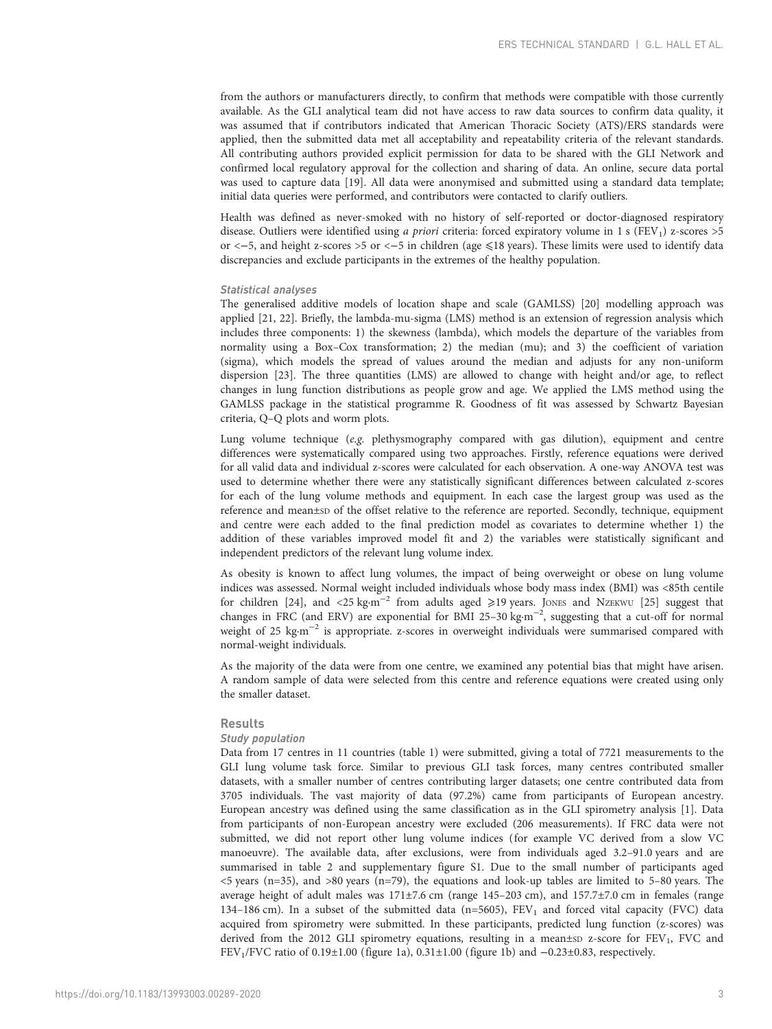from the authors or manufacturers directly, to confirm that methods were compatible with those currently available. As the GLI analytical team did not have access to raw data sources to confirm data quality, it was assumed that if contributors indicated that American Thoracic Society (ATS)/ERS standards were applied, then the submitted data met all acceptability and repeatability criteria of the relevant standards. All contributing authors provided explicit permission for data to be shared with the GLI Network and confirmed local regulatory approval for the collection and sharing of data. An online, secure data portal was used to capture data [19]. All data were anonymised and submitted using a standard data template; initial data queries were performed, and contributors were contacted to clarify outliers.

Health was defined as never-smoked with no history of self-reported or doctor-diagnosed respiratory disease. Outliers were identified using *a priori* criteria: forced expiratory volume in 1 s ($FEV_1$) z-scores >5 or <−5, and height z-scores >5 or <−5 in children (age ⩽18 years). These limits were used to identify data discrepancies and exclude participants in the extremes of the healthy population.

### Statistical analyses

The generalised additive models of location shape and scale (GAMLSS) [20] modelling approach was applied [21, 22]. Briefly, the lambda-mu-sigma (LMS) method is an extension of regression analysis which includes three components: 1) the skewness (lambda), which models the departure of the variables from normality using a Box–Cox transformation; 2) the median (mu); and 3) the coefficient of variation (sigma), which models the spread of values around the median and adjusts for any non-uniform dispersion [23]. The three quantities (LMS) are allowed to change with height and/or age, to reflect changes in lung function distributions as people grow and age. We applied the LMS method using the GAMLSS package in the statistical programme R. Goodness of fit was assessed by Schwartz Bayesian criteria, Q–Q plots and worm plots.

Lung volume technique (*e.g.* plethysmography compared with gas dilution), equipment and centre differences were systematically compared using two approaches. Firstly, reference equations were derived for all valid data and individual z-scores were calculated for each observation. A one-way ANOVA test was used to determine whether there were any statistically significant differences between calculated z-scores for each of the lung volume methods and equipment. In each case the largest group was used as the reference and mean±SD of the offset relative to the reference are reported. Secondly, technique, equipment and centre were each added to the final prediction model as covariates to determine whether 1) the addition of these variables improved model fit and 2) the variables were statistically significant and independent predictors of the relevant lung volume index.

As obesity is known to affect lung volumes, the impact of being overweight or obese on lung volume indices was assessed. Normal weight included individuals whose body mass index (BMI) was <85th centile for children [24], and <25 $kg \cdot m^{-2}$ from adults aged ⩾19 years. Jones and Nzekwu [25] suggest that changes in FRC (and ERV) are exponential for BMI 25–30 $kg \cdot m^{-2}$, suggesting that a cut-off for normal weight of 25 $kg \cdot m^{-2}$ is appropriate. z-scores in overweight individuals were summarised compared with normal-weight individuals.

As the majority of the data were from one centre, we examined any potential bias that might have arisen. A random sample of data were selected from this centre and reference equations were created using only the smaller dataset.

## Results

### Study population

Data from 17 centres in 11 countries (table 1) were submitted, giving a total of 7721 measurements to the GLI lung volume task force. Similar to previous GLI task forces, many centres contributed smaller datasets, with a smaller number of centres contributing larger datasets; one centre contributed data from 3705 individuals. The vast majority of data (97.2%) came from participants of European ancestry. European ancestry was defined using the same classification as in the GLI spirometry analysis [1]. Data from participants of non-European ancestry were excluded (206 measurements). If FRC data were not submitted, we did not report other lung volume indices (for example VC derived from a slow VC manoeuvre). The available data, after exclusions, were from individuals aged 3.2–91.0 years and are summarised in table 2 and supplementary figure S1. Due to the small number of participants aged <5 years (n=35), and >80 years (n=79), the equations and look-up tables are limited to 5–80 years. The average height of adult males was 171±7.6 cm (range 145–203 cm), and 157.7±7.0 cm in females (range 134–186 cm). In a subset of the submitted data (n=5605), $FEV_1$ and forced vital capacity (FVC) data acquired from spirometry were submitted. In these participants, predicted lung function (z-scores) was derived from the 2012 GLI spirometry equations, resulting in a mean±SD z-score for $FEV_1$, FVC and $FEV_1$/FVC ratio of 0.19±1.00 (figure 1a), 0.31±1.00 (figure 1b) and −0.23±0.83, respectively.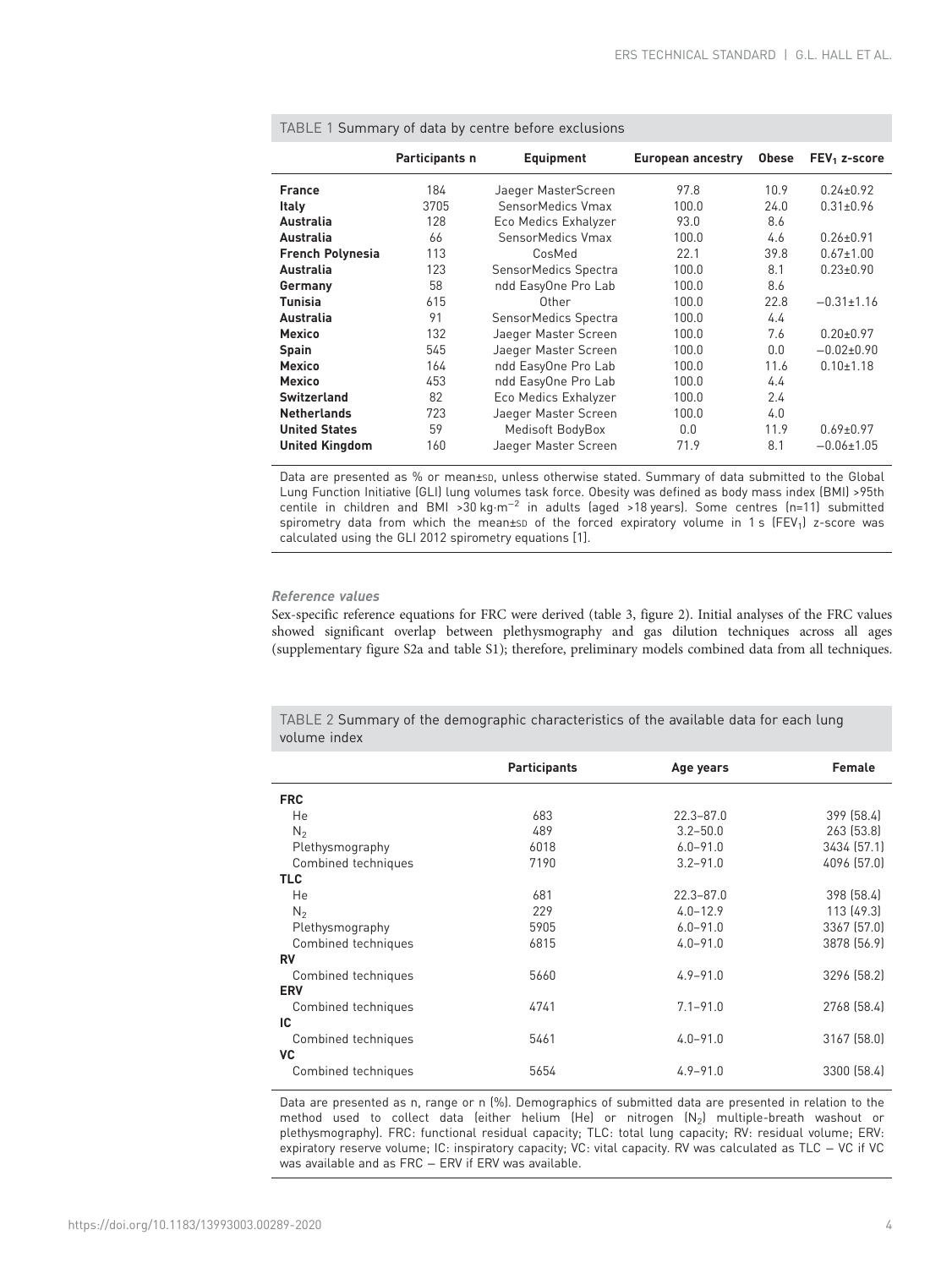TABLE 1 Summary of data by centre before exclusions

| | Participants n | Equipment | European ancestry | Obese | $FEV_1$ z-score |
|---|---|---|---|---|---|
| **France** | 184 | Jaeger MasterScreen | 97.8 | 10.9 | 0.24±0.92 |
| **Italy** | 3705 | SensorMedics Vmax | 100.0 | 24.0 | 0.31±0.96 |
| **Australia** | 128 | Eco Medics Exhalyzer | 93.0 | 8.6 | |
| **Australia** | 66 | SensorMedics Vmax | 100.0 | 4.6 | 0.26±0.91 |
| **French Polynesia** | 113 | CosMed | 22.1 | 39.8 | 0.67±1.00 |
| **Australia** | 123 | SensorMedics Spectra | 100.0 | 8.1 | 0.23±0.90 |
| **Germany** | 58 | ndd EasyOne Pro Lab | 100.0 | 8.6 | |
| **Tunisia** | 615 | Other | 100.0 | 22.8 | −0.31±1.16 |
| **Australia** | 91 | SensorMedics Spectra | 100.0 | 4.4 | |
| **Mexico** | 132 | Jaeger Master Screen | 100.0 | 7.6 | 0.20±0.97 |
| **Spain** | 545 | Jaeger Master Screen | 100.0 | 0.0 | −0.02±0.90 |
| **Mexico** | 164 | ndd EasyOne Pro Lab | 100.0 | 11.6 | 0.10±1.18 |
| **Mexico** | 453 | ndd EasyOne Pro Lab | 100.0 | 4.4 | |
| **Switzerland** | 82 | Eco Medics Exhalyzer | 100.0 | 2.4 | |
| **Netherlands** | 723 | Jaeger Master Screen | 100.0 | 4.0 | |
| **United States** | 59 | Medisoft BodyBox | 0.0 | 11.9 | 0.69±0.97 |
| **United Kingdom** | 160 | Jaeger Master Screen | 71.9 | 8.1 | −0.06±1.05 |

Data are presented as % or mean±SD, unless otherwise stated. Summary of data submitted to the Global Lung Function Initiative (GLI) lung volumes task force. Obesity was defined as body mass index (BMI) >95th centile in children and BMI >30 kg·m$^{-2}$ in adults (aged >18 years). Some centres (n=11) submitted spirometry data from which the mean±SD of the forced expiratory volume in 1 s ($FEV_1$) z-score was calculated using the GLI 2012 spirometry equations [1].

### *Reference values*

Sex-specific reference equations for FRC were derived (table 3, figure 2). Initial analyses of the FRC values showed significant overlap between plethysmography and gas dilution techniques across all ages (supplementary figure S2a and table S1); therefore, preliminary models combined data from all techniques.

TABLE 2 Summary of the demographic characteristics of the available data for each lung volume index

| | Participants | Age years | Female |
|---|---|---|---|
| **FRC** | | | |
| He | 683 | 22.3–87.0 | 399 (58.4) |
| $N_2$ | 489 | 3.2–50.0 | 263 (53.8) |
| Plethysmography | 6018 | 6.0–91.0 | 3434 (57.1) |
| Combined techniques | 7190 | 3.2–91.0 | 4096 (57.0) |
| **TLC** | | | |
| He | 681 | 22.3–87.0 | 398 (58.4) |
| $N_2$ | 229 | 4.0–12.9 | 113 (49.3) |
| Plethysmography | 5905 | 6.0–91.0 | 3367 (57.0) |
| Combined techniques | 6815 | 4.0–91.0 | 3878 (56.9) |
| **RV** | | | |
| Combined techniques | 5660 | 4.9–91.0 | 3296 (58.2) |
| **ERV** | | | |
| Combined techniques | 4741 | 7.1–91.0 | 2768 (58.4) |
| **IC** | | | |
| Combined techniques | 5461 | 4.0–91.0 | 3167 (58.0) |
| **VC** | | | |
| Combined techniques | 5654 | 4.9–91.0 | 3300 (58.4) |

Data are presented as n, range or n (%). Demographics of submitted data are presented in relation to the method used to collect data (either helium (He) or nitrogen ($N_2$) multiple-breath washout or plethysmography). FRC: functional residual capacity; TLC: total lung capacity; RV: residual volume; ERV: expiratory reserve volume; IC: inspiratory capacity; VC: vital capacity. RV was calculated as TLC − VC if VC was available and as FRC − ERV if ERV was available.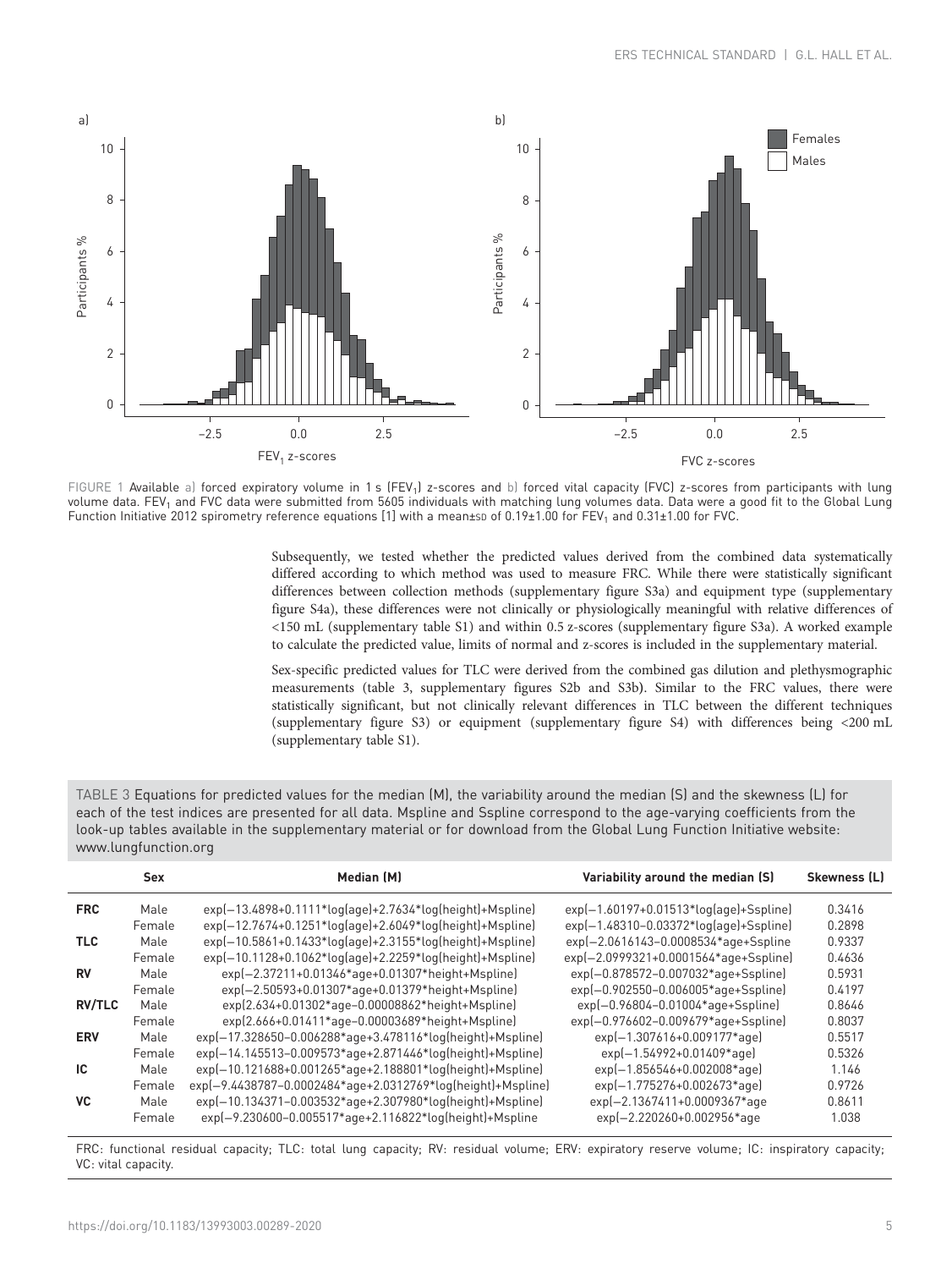FIGURE 1 Available a) forced expiratory volume in 1 s ($FEV_1$) z-scores and b) forced vital capacity (FVC) z-scores from participants with lung volume data. $FEV_1$ and FVC data were submitted from 5605 individuals with matching lung volumes data. Data were a good fit to the Global Lung Function Initiative 2012 spirometry reference equations [1] with a mean±SD of 0.19±1.00 for $FEV_1$ and 0.31±1.00 for FVC.

Subsequently, we tested whether the predicted values derived from the combined data systematically differed according to which method was used to measure FRC. While there were statistically significant differences between collection methods (supplementary figure S3a) and equipment type (supplementary figure S4a), these differences were not clinically or physiologically meaningful with relative differences of <150 mL (supplementary table S1) and within 0.5 z-scores (supplementary figure S3a). A worked example to calculate the predicted value, limits of normal and z-scores is included in the supplementary material.

Sex-specific predicted values for TLC were derived from the combined gas dilution and plethysmographic measurements (table 3, supplementary figures S2b and S3b). Similar to the FRC values, there were statistically significant, but not clinically relevant differences in TLC between the different techniques (supplementary figure S3) or equipment (supplementary figure S4) with differences being <200 mL (supplementary table S1).

TABLE 3 Equations for predicted values for the median (M), the variability around the median (S) and the skewness (L) for each of the test indices are presented for all data. Mspline and Sspline correspond to the age-varying coefficients from the look-up tables available in the supplementary material or for download from the Global Lung Function Initiative website: www.lungfunction.org

| | Sex | Median (M) | Variability around the median (S) | Skewness (L) |
|---|---|---|---|---|
| **FRC** | Male | exp(−13.4898+0.1111*log(age)+2.7634*log(height)+Mspline) | exp(−1.60197+0.01513*log(age)+Sspline) | 0.3416 |
| | Female | exp(−12.7674+0.1251*log(age)+2.6049*log(height)+Mspline) | exp(−1.48310−0.03372*log(age)+Sspline) | 0.2898 |
| **TLC** | Male | exp(−10.5861+0.1433*log(age)+2.3155*log(height)+Mspline) | exp(−2.0616143−0.0008534*age+Sspline | 0.9337 |
| | Female | exp(−10.1128+0.1062*log(age)+2.2259*log(height)+Mspline) | exp(−2.0999321+0.0001564*age+Sspline) | 0.4636 |
| **RV** | Male | exp(−2.37211+0.01346*age+0.01307*height+Mspline) | exp(−0.878572−0.007032*age+Sspline) | 0.5931 |
| | Female | exp(−2.50593+0.01307*age+0.01379*height+Mspline) | exp(−0.902550−0.006005*age+Sspline) | 0.4197 |
| **RV/TLC** | Male | exp(2.634+0.01302*age−0.00008862*height+Mspline) | exp(−0.96804−0.01004*age+Sspline) | 0.8646 |
| | Female | exp(2.666+0.01411*age−0.00003689*height+Mspline) | exp(−0.976602−0.009679*age+Sspline) | 0.8037 |
| **ERV** | Male | exp(−17.328650−0.006288*age+3.478116*log(height)+Mspline) | exp(−1.307616+0.009177*age) | 0.5517 |
| | Female | exp(−14.145513−0.009573*age+2.871446*log(height)+Mspline) | exp(−1.54992+0.01409*age) | 0.5326 |
| **IC** | Male | exp(−10.121688+0.001265*age+2.188801*log(height)+Mspline) | exp(−1.856546+0.002008*age) | 1.146 |
| | Female | exp(−9.4438787−0.0002484*age+2.0312769*log(height)+Mspline) | exp(−1.775276+0.002673*age) | 0.9726 |
| **VC** | Male | exp(−10.134371−0.003532*age+2.307980*log(height)+Mspline) | exp(−2.1367411+0.0009367*age | 0.8611 |
| | Female | exp(−9.230600−0.005517*age+2.116822*log(height)+Mspline | exp(−2.220260+0.002956*age | 1.038 |

FRC: functional residual capacity; TLC: total lung capacity; RV: residual volume; ERV: expiratory reserve volume; IC: inspiratory capacity; VC: vital capacity.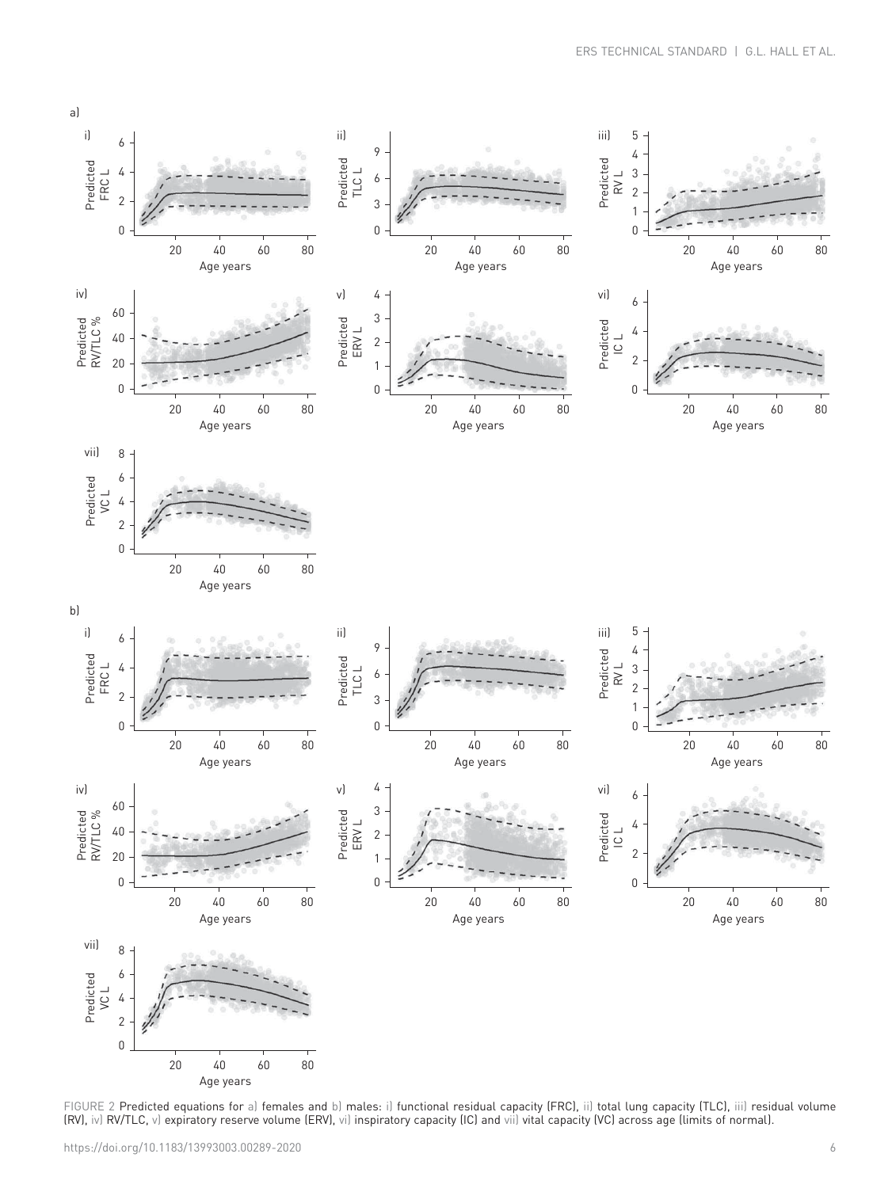FIGURE 2 Predicted equations for a) females and b) males: i) functional residual capacity (FRC), ii) total lung capacity (TLC), iii) residual volume (RV), iv) RV/TLC, v) expiratory reserve volume (ERV), vi) inspiratory capacity (IC) and vii) vital capacity (VC) across age (limits of normal).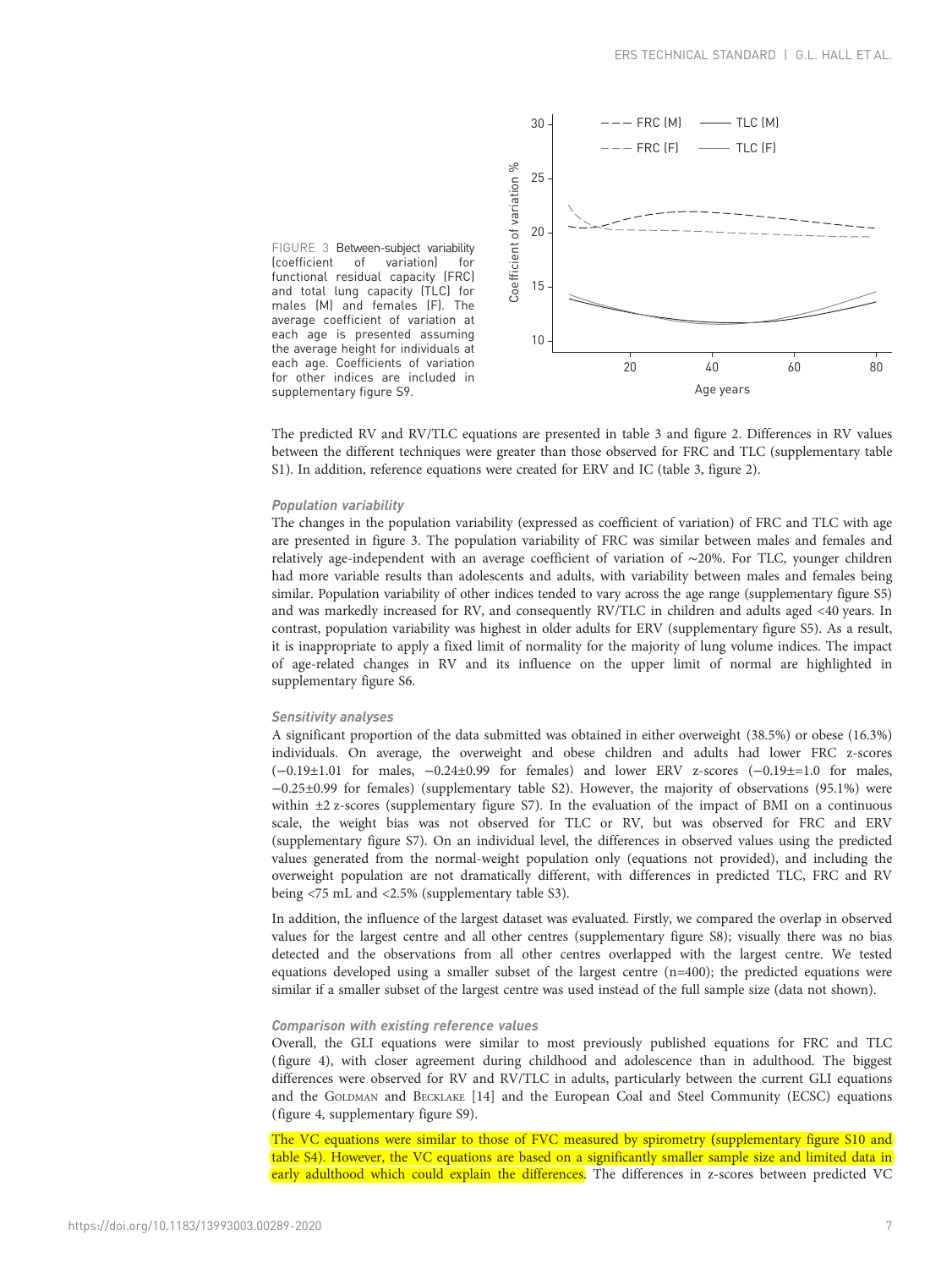FIGURE 3 Between-subject variability (coefficient of variation) for functional residual capacity (FRC) and total lung capacity (TLC) for males (M) and females (F). The average coefficient of variation at each age is presented assuming the average height for individuals at each age. Coefficients of variation for other indices are included in supplementary figure S9.

The predicted RV and RV/TLC equations are presented in table 3 and figure 2. Differences in RV values between the different techniques were greater than those observed for FRC and TLC (supplementary table S1). In addition, reference equations were created for ERV and IC (table 3, figure 2).

### *Population variability*

The changes in the population variability (expressed as coefficient of variation) of FRC and TLC with age are presented in figure 3. The population variability of FRC was similar between males and females and relatively age-independent with an average coefficient of variation of ∼20%. For TLC, younger children had more variable results than adolescents and adults, with variability between males and females being similar. Population variability of other indices tended to vary across the age range (supplementary figure S5) and was markedly increased for RV, and consequently RV/TLC in children and adults aged <40 years. In contrast, population variability was highest in older adults for ERV (supplementary figure S5). As a result, it is inappropriate to apply a fixed limit of normality for the majority of lung volume indices. The impact of age-related changes in RV and its influence on the upper limit of normal are highlighted in supplementary figure S6.

### *Sensitivity analyses*

A significant proportion of the data submitted was obtained in either overweight (38.5%) or obese (16.3%) individuals. On average, the overweight and obese children and adults had lower FRC z-scores (−0.19±1.01 for males, −0.24±0.99 for females) and lower ERV z-scores (−0.19±=1.0 for males, −0.25±0.99 for females) (supplementary table S2). However, the majority of observations (95.1%) were within ±2 z-scores (supplementary figure S7). In the evaluation of the impact of BMI on a continuous scale, the weight bias was not observed for TLC or RV, but was observed for FRC and ERV (supplementary figure S7). On an individual level, the differences in observed values using the predicted values generated from the normal-weight population only (equations not provided), and including the overweight population are not dramatically different, with differences in predicted TLC, FRC and RV being <75 mL and <2.5% (supplementary table S3).

In addition, the influence of the largest dataset was evaluated. Firstly, we compared the overlap in observed values for the largest centre and all other centres (supplementary figure S8); visually there was no bias detected and the observations from all other centres overlapped with the largest centre. We tested equations developed using a smaller subset of the largest centre (n=400); the predicted equations were similar if a smaller subset of the largest centre was used instead of the full sample size (data not shown).

### *Comparison with existing reference values*

Overall, the GLI equations were similar to most previously published equations for FRC and TLC (figure 4), with closer agreement during childhood and adolescence than in adulthood. The biggest differences were observed for RV and RV/TLC in adults, particularly between the current GLI equations and the Goldman and Becklake [14] and the European Coal and Steel Community (ECSC) equations (figure 4, supplementary figure S9).

The VC equations were similar to those of FVC measured by spirometry (supplementary figure S10 and table S4). However, the VC equations are based on a significantly smaller sample size and limited data in early adulthood which could explain the differences. The differences in z-scores between predicted VC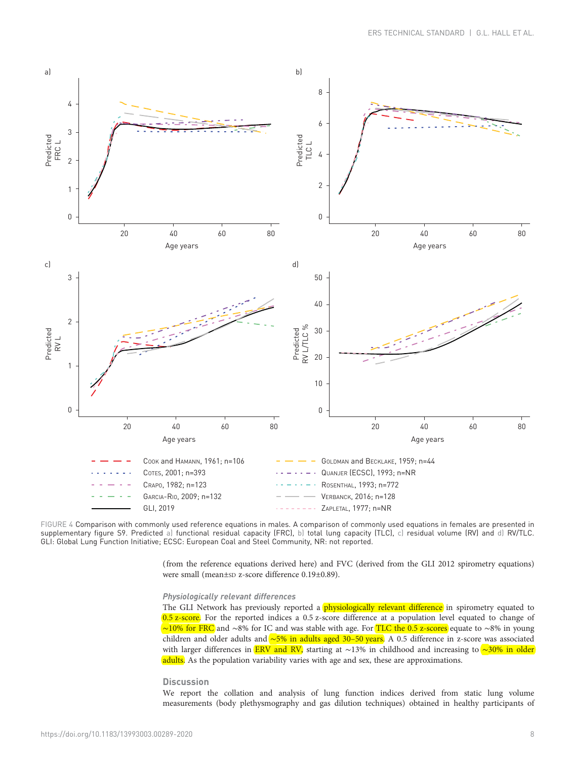FIGURE 4 Comparison with commonly used reference equations in males. A comparison of commonly used equations in females are presented in supplementary figure S9. Predicted a) functional residual capacity (FRC), b) total lung capacity (TLC), c) residual volume (RV) and d) RV/TLC. GLI: Global Lung Function Initiative; ECSC: European Coal and Steel Community, NR: not reported.

(from the reference equations derived here) and FVC (derived from the GLI 2012 spirometry equations) were small (mean±SD z-score difference 0.19±0.89).

### *Physiologically relevant differences*

The GLI Network has previously reported a physiologically relevant difference in spirometry equated to 0.5 z-score. For the reported indices a 0.5 z-score difference at a population level equated to change of ~10% for FRC and ~8% for IC and was stable with age. For TLC the 0.5 z-scores equate to ~8% in young children and older adults and ~5% in adults aged 30–50 years. A 0.5 difference in z-score was associated with larger differences in ERV and RV, starting at ~13% in childhood and increasing to ~30% in older adults. As the population variability varies with age and sex, these are approximations.

## Discussion

We report the collation and analysis of lung function indices derived from static lung volume measurements (body plethysmography and gas dilution techniques) obtained in healthy participants of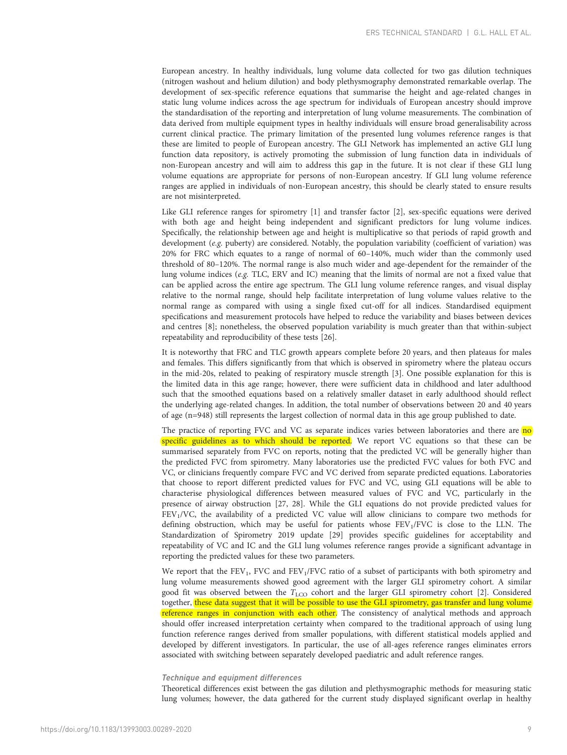European ancestry. In healthy individuals, lung volume data collected for two gas dilution techniques (nitrogen washout and helium dilution) and body plethysmography demonstrated remarkable overlap. The development of sex-specific reference equations that summarise the height and age-related changes in static lung volume indices across the age spectrum for individuals of European ancestry should improve the standardisation of the reporting and interpretation of lung volume measurements. The combination of data derived from multiple equipment types in healthy individuals will ensure broad generalisability across current clinical practice. The primary limitation of the presented lung volumes reference ranges is that these are limited to people of European ancestry. The GLI Network has implemented an active GLI lung function data repository, is actively promoting the submission of lung function data in individuals of non-European ancestry and will aim to address this gap in the future. It is not clear if these GLI lung volume equations are appropriate for persons of non-European ancestry. If GLI lung volume reference ranges are applied in individuals of non-European ancestry, this should be clearly stated to ensure results are not misinterpreted.

Like GLI reference ranges for spirometry [1] and transfer factor [2], sex-specific equations were derived with both age and height being independent and significant predictors for lung volume indices. Specifically, the relationship between age and height is multiplicative so that periods of rapid growth and development (*e.g.* puberty) are considered. Notably, the population variability (coefficient of variation) was 20% for FRC which equates to a range of normal of 60–140%, much wider than the commonly used threshold of 80–120%. The normal range is also much wider and age-dependent for the remainder of the lung volume indices (*e.g.* TLC, ERV and IC) meaning that the limits of normal are not a fixed value that can be applied across the entire age spectrum. The GLI lung volume reference ranges, and visual display relative to the normal range, should help facilitate interpretation of lung volume values relative to the normal range as compared with using a single fixed cut-off for all indices. Standardised equipment specifications and measurement protocols have helped to reduce the variability and biases between devices and centres [8]; nonetheless, the observed population variability is much greater than that within-subject repeatability and reproducibility of these tests [26].

It is noteworthy that FRC and TLC growth appears complete before 20 years, and then plateaus for males and females. This differs significantly from that which is observed in spirometry where the plateau occurs in the mid-20s, related to peaking of respiratory muscle strength [3]. One possible explanation for this is the limited data in this age range; however, there were sufficient data in childhood and later adulthood such that the smoothed equations based on a relatively smaller dataset in early adulthood should reflect the underlying age-related changes. In addition, the total number of observations between 20 and 40 years of age (n=948) still represents the largest collection of normal data in this age group published to date.

The practice of reporting FVC and VC as separate indices varies between laboratories and there are no specific guidelines as to which should be reported. We report VC equations so that these can be summarised separately from FVC on reports, noting that the predicted VC will be generally higher than the predicted FVC from spirometry. Many laboratories use the predicted FVC values for both FVC and VC, or clinicians frequently compare FVC and VC derived from separate predicted equations. Laboratories that choose to report different predicted values for FVC and VC, using GLI equations will be able to characterise physiological differences between measured values of FVC and VC, particularly in the presence of airway obstruction [27, 28]. While the GLI equations do not provide predicted values for $FEV_1$/VC, the availability of a predicted VC value will allow clinicians to compare two methods for defining obstruction, which may be useful for patients whose $FEV_1$/FVC is close to the LLN. The Standardization of Spirometry 2019 update [29] provides specific guidelines for acceptability and repeatability of VC and IC and the GLI lung volumes reference ranges provide a significant advantage in reporting the predicted values for these two parameters.

We report that the $FEV_1$, FVC and $FEV_1$/FVC ratio of a subset of participants with both spirometry and lung volume measurements showed good agreement with the larger GLI spirometry cohort. A similar good fit was observed between the $T_{LCO}$ cohort and the larger GLI spirometry cohort [2]. Considered together, these data suggest that it will be possible to use the GLI spirometry, gas transfer and lung volume reference ranges in conjunction with each other. The consistency of analytical methods and approach should offer increased interpretation certainty when compared to the traditional approach of using lung function reference ranges derived from smaller populations, with different statistical models applied and developed by different investigators. In particular, the use of all-ages reference ranges eliminates errors associated with switching between separately developed paediatric and adult reference ranges.

### *Technique and equipment differences*

Theoretical differences exist between the gas dilution and plethysmographic methods for measuring static lung volumes; however, the data gathered for the current study displayed significant overlap in healthy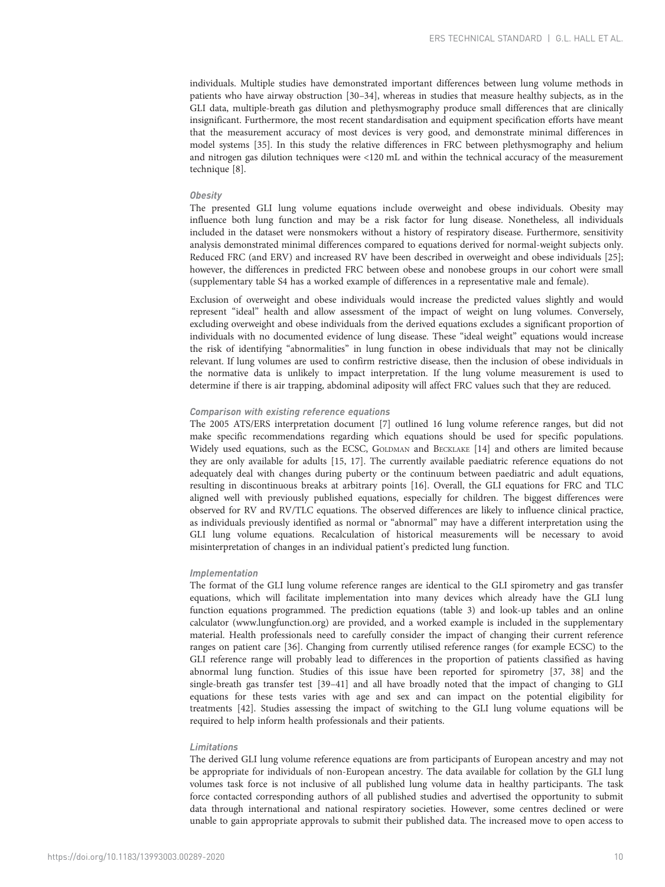individuals. Multiple studies have demonstrated important differences between lung volume methods in patients who have airway obstruction [30–34], whereas in studies that measure healthy subjects, as in the GLI data, multiple-breath gas dilution and plethysmography produce small differences that are clinically insignificant. Furthermore, the most recent standardisation and equipment specification efforts have meant that the measurement accuracy of most devices is very good, and demonstrate minimal differences in model systems [35]. In this study the relative differences in FRC between plethysmography and helium and nitrogen gas dilution techniques were <120 mL and within the technical accuracy of the measurement technique [8].

#### *Obesity*

The presented GLI lung volume equations include overweight and obese individuals. Obesity may influence both lung function and may be a risk factor for lung disease. Nonetheless, all individuals included in the dataset were nonsmokers without a history of respiratory disease. Furthermore, sensitivity analysis demonstrated minimal differences compared to equations derived for normal-weight subjects only. Reduced FRC (and ERV) and increased RV have been described in overweight and obese individuals [25]; however, the differences in predicted FRC between obese and nonobese groups in our cohort were small (supplementary table S4 has a worked example of differences in a representative male and female).

Exclusion of overweight and obese individuals would increase the predicted values slightly and would represent "ideal" health and allow assessment of the impact of weight on lung volumes. Conversely, excluding overweight and obese individuals from the derived equations excludes a significant proportion of individuals with no documented evidence of lung disease. These "ideal weight" equations would increase the risk of identifying "abnormalities" in lung function in obese individuals that may not be clinically relevant. If lung volumes are used to confirm restrictive disease, then the inclusion of obese individuals in the normative data is unlikely to impact interpretation. If the lung volume measurement is used to determine if there is air trapping, abdominal adiposity will affect FRC values such that they are reduced.

#### *Comparison with existing reference equations*

The 2005 ATS/ERS interpretation document [7] outlined 16 lung volume reference ranges, but did not make specific recommendations regarding which equations should be used for specific populations. Widely used equations, such as the ECSC, Goldman and Becklake [14] and others are limited because they are only available for adults [15, 17]. The currently available paediatric reference equations do not adequately deal with changes during puberty or the continuum between paediatric and adult equations, resulting in discontinuous breaks at arbitrary points [16]. Overall, the GLI equations for FRC and TLC aligned well with previously published equations, especially for children. The biggest differences were observed for RV and RV/TLC equations. The observed differences are likely to influence clinical practice, as individuals previously identified as normal or "abnormal" may have a different interpretation using the GLI lung volume equations. Recalculation of historical measurements will be necessary to avoid misinterpretation of changes in an individual patient's predicted lung function.

#### *Implementation*

The format of the GLI lung volume reference ranges are identical to the GLI spirometry and gas transfer equations, which will facilitate implementation into many devices which already have the GLI lung function equations programmed. The prediction equations (table 3) and look-up tables and an online calculator (www.lungfunction.org) are provided, and a worked example is included in the supplementary material. Health professionals need to carefully consider the impact of changing their current reference ranges on patient care [36]. Changing from currently utilised reference ranges (for example ECSC) to the GLI reference range will probably lead to differences in the proportion of patients classified as having abnormal lung function. Studies of this issue have been reported for spirometry [37, 38] and the single-breath gas transfer test [39–41] and all have broadly noted that the impact of changing to GLI equations for these tests varies with age and sex and can impact on the potential eligibility for treatments [42]. Studies assessing the impact of switching to the GLI lung volume equations will be required to help inform health professionals and their patients.

#### *Limitations*

The derived GLI lung volume reference equations are from participants of European ancestry and may not be appropriate for individuals of non-European ancestry. The data available for collation by the GLI lung volumes task force is not inclusive of all published lung volume data in healthy participants. The task force contacted corresponding authors of all published studies and advertised the opportunity to submit data through international and national respiratory societies. However, some centres declined or were unable to gain appropriate approvals to submit their published data. The increased move to open access to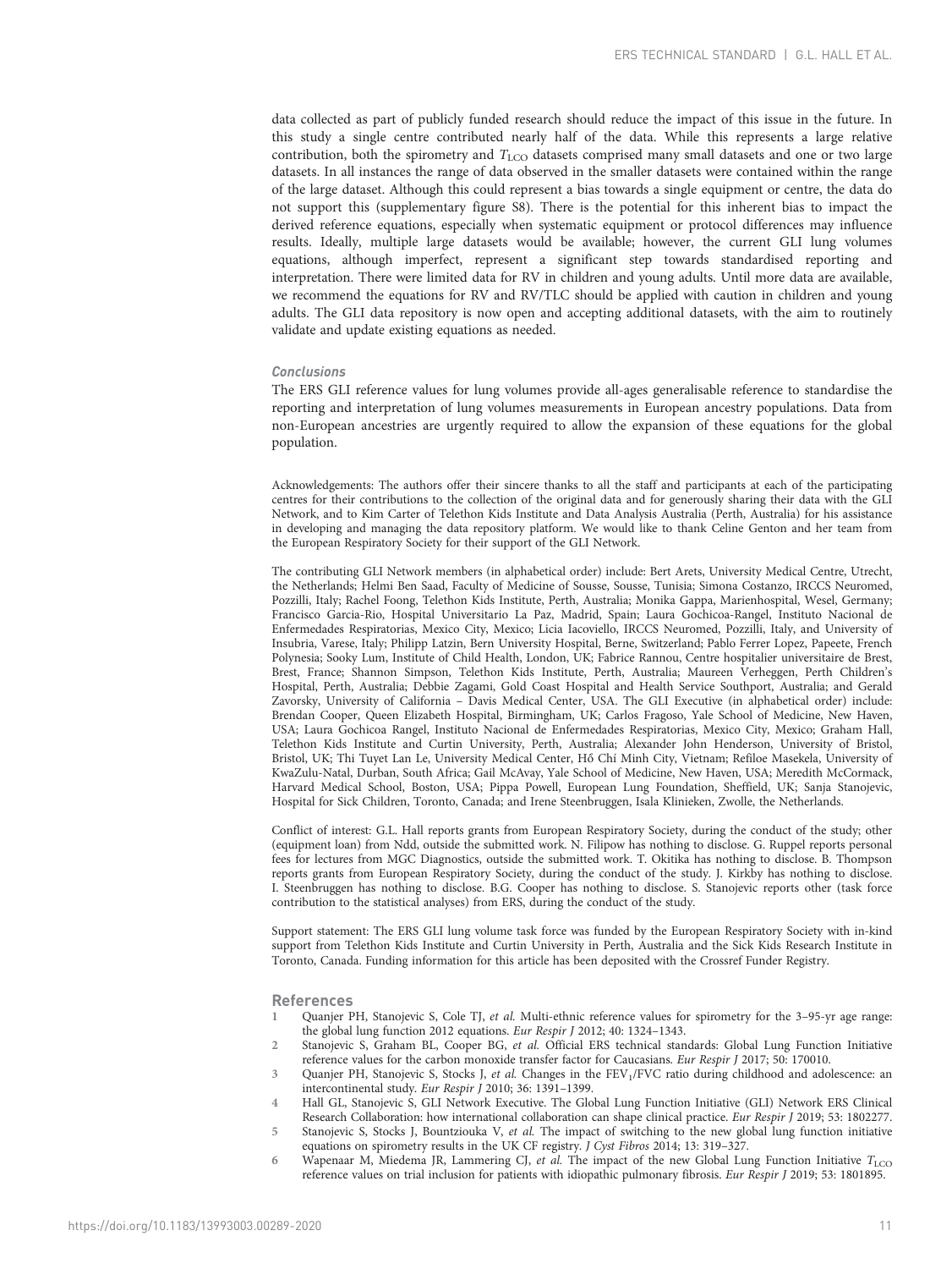data collected as part of publicly funded research should reduce the impact of this issue in the future. In this study a single centre contributed nearly half of the data. While this represents a large relative contribution, both the spirometry and $T_{LCO}$ datasets comprised many small datasets and one or two large datasets. In all instances the range of data observed in the smaller datasets were contained within the range of the large dataset. Although this could represent a bias towards a single equipment or centre, the data do not support this (supplementary figure S8). There is the potential for this inherent bias to impact the derived reference equations, especially when systematic equipment or protocol differences may influence results. Ideally, multiple large datasets would be available; however, the current GLI lung volumes equations, although imperfect, represent a significant step towards standardised reporting and interpretation. There were limited data for RV in children and young adults. Until more data are available, we recommend the equations for RV and RV/TLC should be applied with caution in children and young adults. The GLI data repository is now open and accepting additional datasets, with the aim to routinely validate and update existing equations as needed.

### Conclusions

The ERS GLI reference values for lung volumes provide all-ages generalisable reference to standardise the reporting and interpretation of lung volumes measurements in European ancestry populations. Data from non-European ancestries are urgently required to allow the expansion of these equations for the global population.

Acknowledgements: The authors offer their sincere thanks to all the staff and participants at each of the participating centres for their contributions to the collection of the original data and for generously sharing their data with the GLI Network, and to Kim Carter of Telethon Kids Institute and Data Analysis Australia (Perth, Australia) for his assistance in developing and managing the data repository platform. We would like to thank Celine Genton and her team from the European Respiratory Society for their support of the GLI Network.

The contributing GLI Network members (in alphabetical order) include: Bert Arets, University Medical Centre, Utrecht, the Netherlands; Helmi Ben Saad, Faculty of Medicine of Sousse, Sousse, Tunisia; Simona Costanzo, IRCCS Neuromed, Pozzilli, Italy; Rachel Foong, Telethon Kids Institute, Perth, Australia; Monika Gappa, Marienhospital, Wesel, Germany; Francisco Garcia-Rio, Hospital Universitario La Paz, Madrid, Spain; Laura Gochicoa-Rangel, Instituto Nacional de Enfermedades Respiratorias, Mexico City, Mexico; Licia Iacoviello, IRCCS Neuromed, Pozzilli, Italy, and University of Insubria, Varese, Italy; Philipp Latzin, Bern University Hospital, Berne, Switzerland; Pablo Ferrer Lopez, Papeete, French Polynesia; Sooky Lum, Institute of Child Health, London, UK; Fabrice Rannou, Centre hospitalier universitaire de Brest, Brest, France; Shannon Simpson, Telethon Kids Institute, Perth, Australia; Maureen Verheggen, Perth Children's Hospital, Perth, Australia; Debbie Zagami, Gold Coast Hospital and Health Service Southport, Australia; and Gerald Zavorsky, University of California – Davis Medical Center, USA. The GLI Executive (in alphabetical order) include: Brendan Cooper, Queen Elizabeth Hospital, Birmingham, UK; Carlos Fragoso, Yale School of Medicine, New Haven, USA; Laura Gochicoa Rangel, Instituto Nacional de Enfermedades Respiratorias, Mexico City, Mexico; Graham Hall, Telethon Kids Institute and Curtin University, Perth, Australia; Alexander John Henderson, University of Bristol, Bristol, UK; Thi Tuyet Lan Le, University Medical Center, Hồ Chí Minh City, Vietnam; Refiloe Masekela, University of KwaZulu-Natal, Durban, South Africa; Gail McAvay, Yale School of Medicine, New Haven, USA; Meredith McCormack, Harvard Medical School, Boston, USA; Pippa Powell, European Lung Foundation, Sheffield, UK; Sanja Stanojevic, Hospital for Sick Children, Toronto, Canada; and Irene Steenbruggen, Isala Klinieken, Zwolle, the Netherlands.

Conflict of interest: G.L. Hall reports grants from European Respiratory Society, during the conduct of the study; other (equipment loan) from Ndd, outside the submitted work. N. Filipow has nothing to disclose. G. Ruppel reports personal fees for lectures from MGC Diagnostics, outside the submitted work. T. Okitika has nothing to disclose. B. Thompson reports grants from European Respiratory Society, during the conduct of the study. J. Kirkby has nothing to disclose. I. Steenbruggen has nothing to disclose. B.G. Cooper has nothing to disclose. S. Stanojevic reports other (task force contribution to the statistical analyses) from ERS, during the conduct of the study.

Support statement: The ERS GLI lung volume task force was funded by the European Respiratory Society with in-kind support from Telethon Kids Institute and Curtin University in Perth, Australia and the Sick Kids Research Institute in Toronto, Canada. Funding information for this article has been deposited with the Crossref Funder Registry.

## References

1. Quanjer PH, Stanojevic S, Cole TJ, *et al.* Multi-ethnic reference values for spirometry for the 3–95-yr age range: the global lung function 2012 equations. *Eur Respir J* 2012; 40: 1324–1343.
2. Stanojevic S, Graham BL, Cooper BG, *et al.* Official ERS technical standards: Global Lung Function Initiative reference values for the carbon monoxide transfer factor for Caucasians. *Eur Respir J* 2017; 50: 170010.
3. Quanjer PH, Stanojevic S, Stocks J, *et al.* Changes in the $FEV_1$/FVC ratio during childhood and adolescence: an intercontinental study. *Eur Respir J* 2010; 36: 1391–1399.
4. Hall GL, Stanojevic S, GLI Network Executive. The Global Lung Function Initiative (GLI) Network ERS Clinical Research Collaboration: how international collaboration can shape clinical practice. *Eur Respir J* 2019; 53: 1802277.
5. Stanojevic S, Stocks J, Bountziouka V, *et al.* The impact of switching to the new global lung function initiative equations on spirometry results in the UK CF registry. *J Cyst Fibros* 2014; 13: 319–327.
6. Wapenaar M, Miedema JR, Lammering CJ, *et al.* The impact of the new Global Lung Function Initiative $T_{LCO}$ reference values on trial inclusion for patients with idiopathic pulmonary fibrosis. *Eur Respir J* 2019; 53: 1801895.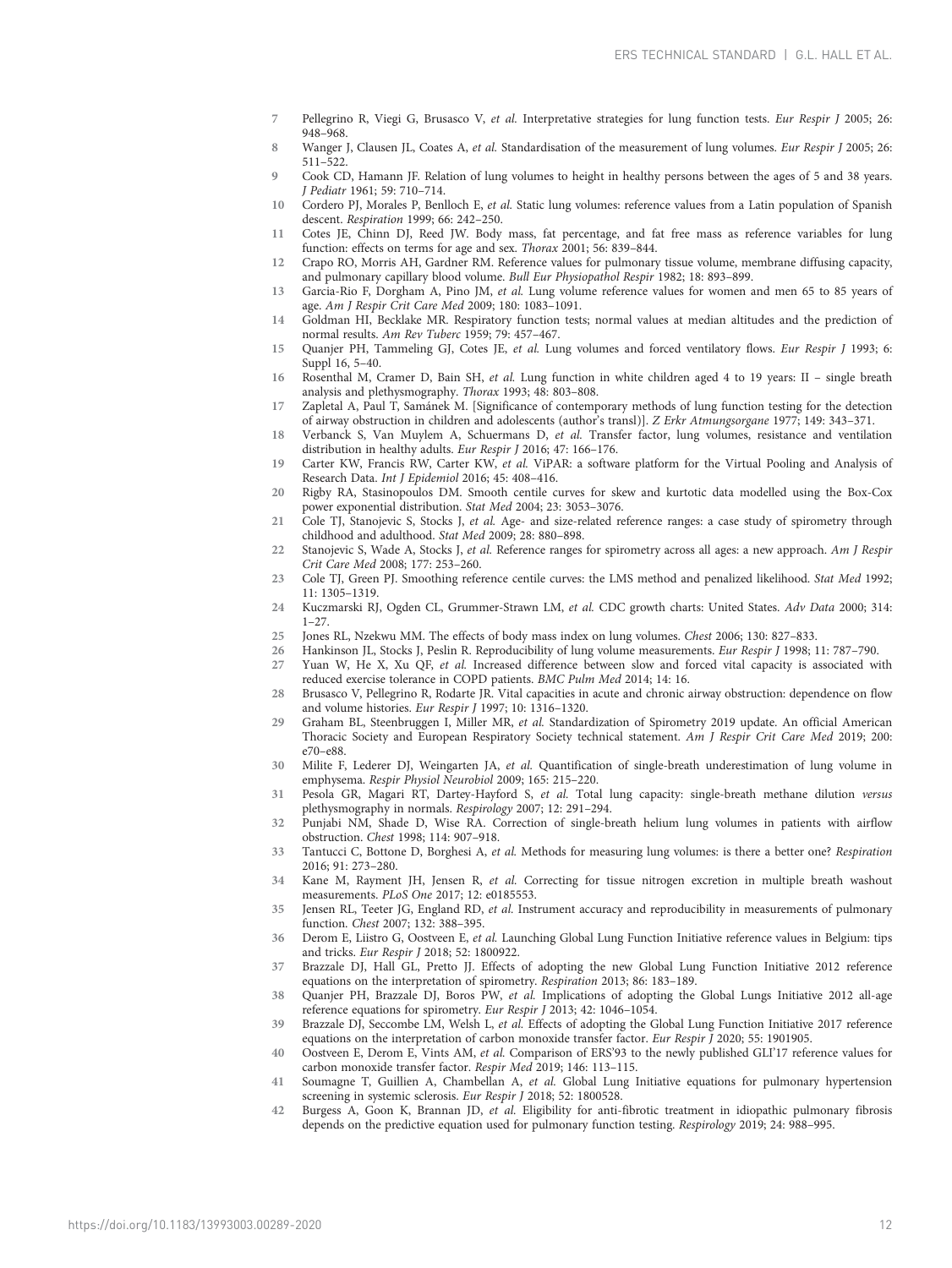7 Pellegrino R, Viegi G, Brusasco V, *et al.* Interpretative strategies for lung function tests. *Eur Respir J* 2005; 26: 948–968.

8 Wanger J, Clausen JL, Coates A, *et al.* Standardisation of the measurement of lung volumes. *Eur Respir J* 2005; 26: 511–522.

9 Cook CD, Hamann JF. Relation of lung volumes to height in healthy persons between the ages of 5 and 38 years. *J Pediatr* 1961; 59: 710–714.

10 Cordero PJ, Morales P, Benlloch E, *et al.* Static lung volumes: reference values from a Latin population of Spanish descent. *Respiration* 1999; 66: 242–250.

11 Cotes JE, Chinn DJ, Reed JW. Body mass, fat percentage, and fat free mass as reference variables for lung function: effects on terms for age and sex. *Thorax* 2001; 56: 839–844.

12 Crapo RO, Morris AH, Gardner RM. Reference values for pulmonary tissue volume, membrane diffusing capacity, and pulmonary capillary blood volume. *Bull Eur Physiopathol Respir* 1982; 18: 893–899.

13 Garcia-Rio F, Dorgham A, Pino JM, *et al.* Lung volume reference values for women and men 65 to 85 years of age. *Am J Respir Crit Care Med* 2009; 180: 1083–1091.

14 Goldman HI, Becklake MR. Respiratory function tests; normal values at median altitudes and the prediction of normal results. *Am Rev Tuberc* 1959; 79: 457–467.

15 Quanjer PH, Tammeling GJ, Cotes JE, *et al.* Lung volumes and forced ventilatory flows. *Eur Respir J* 1993; 6: Suppl 16, 5–40.

16 Rosenthal M, Cramer D, Bain SH, *et al.* Lung function in white children aged 4 to 19 years: II – single breath analysis and plethysmography. *Thorax* 1993; 48: 803–808.

17 Zapletal A, Paul T, Samánek M. [Significance of contemporary methods of lung function testing for the detection of airway obstruction in children and adolescents (author's transl)]. *Z Erkr Atmungsorgane* 1977; 149: 343–371.

18 Verbanck S, Van Muylem A, Schuermans D, *et al.* Transfer factor, lung volumes, resistance and ventilation distribution in healthy adults. *Eur Respir J* 2016; 47: 166–176.

19 Carter KW, Francis RW, Carter KW, *et al.* ViPAR: a software platform for the Virtual Pooling and Analysis of Research Data. *Int J Epidemiol* 2016; 45: 408–416.

20 Rigby RA, Stasinopoulos DM. Smooth centile curves for skew and kurtotic data modelled using the Box-Cox power exponential distribution. *Stat Med* 2004; 23: 3053–3076.

21 Cole TJ, Stanojevic S, Stocks J, *et al.* Age- and size-related reference ranges: a case study of spirometry through childhood and adulthood. *Stat Med* 2009; 28: 880–898.

22 Stanojevic S, Wade A, Stocks J, *et al.* Reference ranges for spirometry across all ages: a new approach. *Am J Respir Crit Care Med* 2008; 177: 253–260.

23 Cole TJ, Green PJ. Smoothing reference centile curves: the LMS method and penalized likelihood. *Stat Med* 1992; 11: 1305–1319.

24 Kuczmarski RJ, Ogden CL, Grummer-Strawn LM, *et al.* CDC growth charts: United States. *Adv Data* 2000; 314: 1–27.

25 Jones RL, Nzekwu MM. The effects of body mass index on lung volumes. *Chest* 2006; 130: 827–833.

26 Hankinson JL, Stocks J, Peslin R. Reproducibility of lung volume measurements. *Eur Respir J* 1998; 11: 787–790.

27 Yuan W, He X, Xu QF, *et al.* Increased difference between slow and forced vital capacity is associated with reduced exercise tolerance in COPD patients. *BMC Pulm Med* 2014; 14: 16.

28 Brusasco V, Pellegrino R, Rodarte JR. Vital capacities in acute and chronic airway obstruction: dependence on flow and volume histories. *Eur Respir J* 1997; 10: 1316–1320.

29 Graham BL, Steenbruggen I, Miller MR, *et al.* Standardization of Spirometry 2019 update. An official American Thoracic Society and European Respiratory Society technical statement. *Am J Respir Crit Care Med* 2019; 200: e70–e88.

30 Milite F, Lederer DJ, Weingarten JA, *et al.* Quantification of single-breath underestimation of lung volume in emphysema. *Respir Physiol Neurobiol* 2009; 165: 215–220.

31 Pesola GR, Magari RT, Dartey-Hayford S, *et al.* Total lung capacity: single-breath methane dilution *versus* plethysmography in normals. *Respirology* 2007; 12: 291–294.

32 Punjabi NM, Shade D, Wise RA. Correction of single-breath helium lung volumes in patients with airflow obstruction. *Chest* 1998; 114: 907–918.

33 Tantucci C, Bottone D, Borghesi A, *et al.* Methods for measuring lung volumes: is there a better one? *Respiration* 2016; 91: 273–280.

34 Kane M, Rayment JH, Jensen R, *et al.* Correcting for tissue nitrogen excretion in multiple breath washout measurements. *PLoS One* 2017; 12: e0185553.

35 Jensen RL, Teeter JG, England RD, *et al.* Instrument accuracy and reproducibility in measurements of pulmonary function. *Chest* 2007; 132: 388–395.

36 Derom E, Liistro G, Oostveen E, *et al.* Launching Global Lung Function Initiative reference values in Belgium: tips and tricks. *Eur Respir J* 2018; 52: 1800922.

37 Brazzale DJ, Hall GL, Pretto JJ. Effects of adopting the new Global Lung Function Initiative 2012 reference equations on the interpretation of spirometry. *Respiration* 2013; 86: 183–189.

38 Quanjer PH, Brazzale DJ, Boros PW, *et al.* Implications of adopting the Global Lungs Initiative 2012 all-age reference equations for spirometry. *Eur Respir J* 2013; 42: 1046–1054.

39 Brazzale DJ, Seccombe LM, Welsh L, *et al.* Effects of adopting the Global Lung Function Initiative 2017 reference equations on the interpretation of carbon monoxide transfer factor. *Eur Respir J* 2020; 55: 1901905.

40 Oostveen E, Derom E, Vints AM, *et al.* Comparison of ERS'93 to the newly published GLI'17 reference values for carbon monoxide transfer factor. *Respir Med* 2019; 146: 113–115.

41 Soumagne T, Guillien A, Chambellan A, *et al.* Global Lung Initiative equations for pulmonary hypertension screening in systemic sclerosis. *Eur Respir J* 2018; 52: 1800528.

42 Burgess A, Goon K, Brannan JD, *et al.* Eligibility for anti-fibrotic treatment in idiopathic pulmonary fibrosis depends on the predictive equation used for pulmonary function testing. *Respirology* 2019; 24: 988–995.